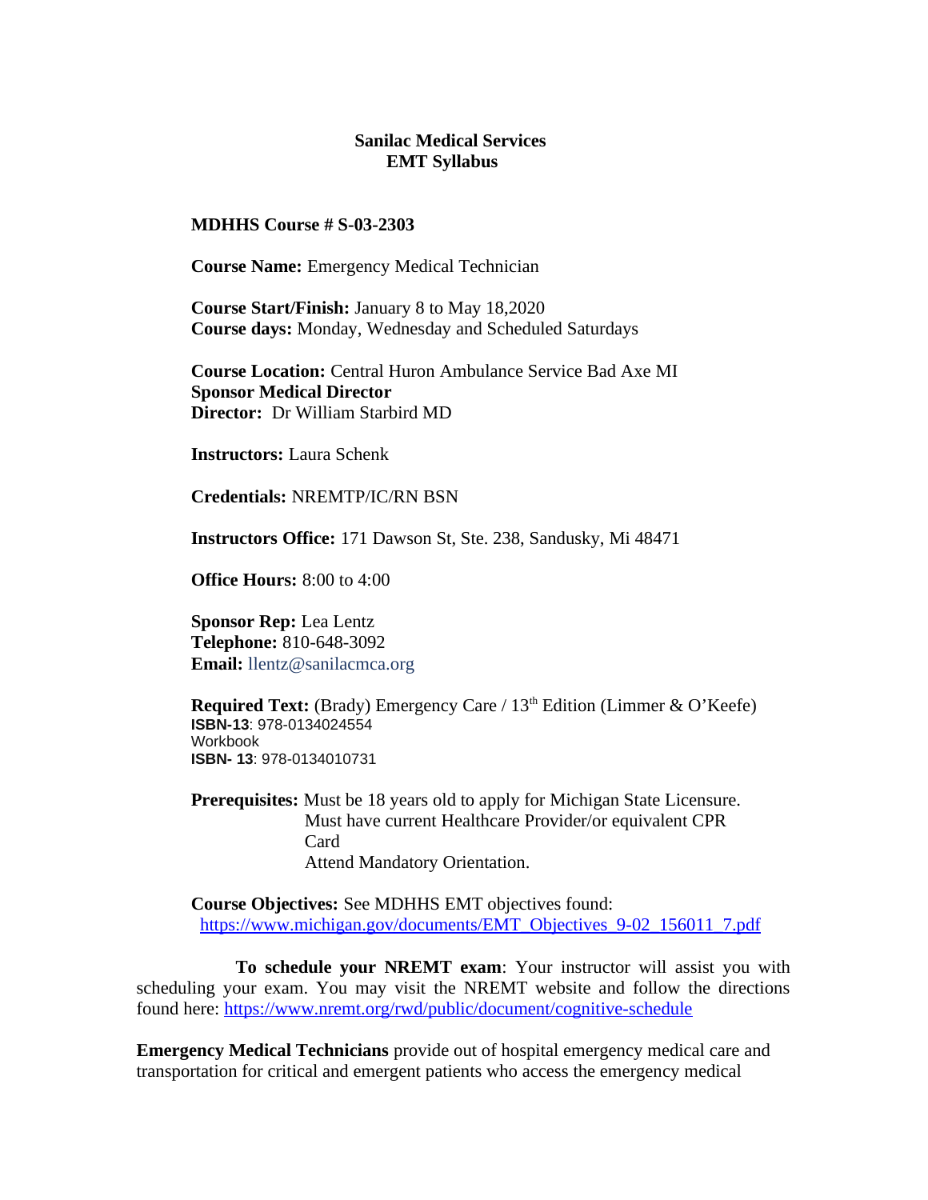# Sanilac Medical Services
## EMT Syllabus

**MDHHS Course # S-03-2303**

**Course Name:** Emergency Medical Technician

**Course Start/Finish:** January 8 to May 18,2020
**Course days:** Monday, Wednesday and Scheduled Saturdays

**Course Location:** Central Huron Ambulance Service Bad Axe MI
**Sponsor Medical Director**
**Director:** Dr William Starbird MD

**Instructors:** Laura Schenk

**Credentials:** NREMTP/IC/RN BSN

**Instructors Office:** 171 Dawson St, Ste. 238, Sandusky, Mi 48471

**Office Hours:** 8:00 to 4:00

**Sponsor Rep:** Lea Lentz
**Telephone:** 810-648-3092
**Email:** llentz@sanilacmca.org

**Required Text:** (Brady) Emergency Care / 13th Edition (Limmer & O'Keefe)
**ISBN-13**: 978-0134024554
Workbook
**ISBN- 13**: 978-0134010731

**Prerequisites:** Must be 18 years old to apply for Michigan State Licensure.
Must have current Healthcare Provider/or equivalent CPR Card
Attend Mandatory Orientation.

**Course Objectives:** See MDHHS EMT objectives found:
https://www.michigan.gov/documents/EMT_Objectives_9-02_156011_7.pdf

**To schedule your NREMT exam**: Your instructor will assist you with scheduling your exam. You may visit the NREMT website and follow the directions found here: https://www.nremt.org/rwd/public/document/cognitive-schedule

**Emergency Medical Technicians** provide out of hospital emergency medical care and transportation for critical and emergent patients who access the emergency medical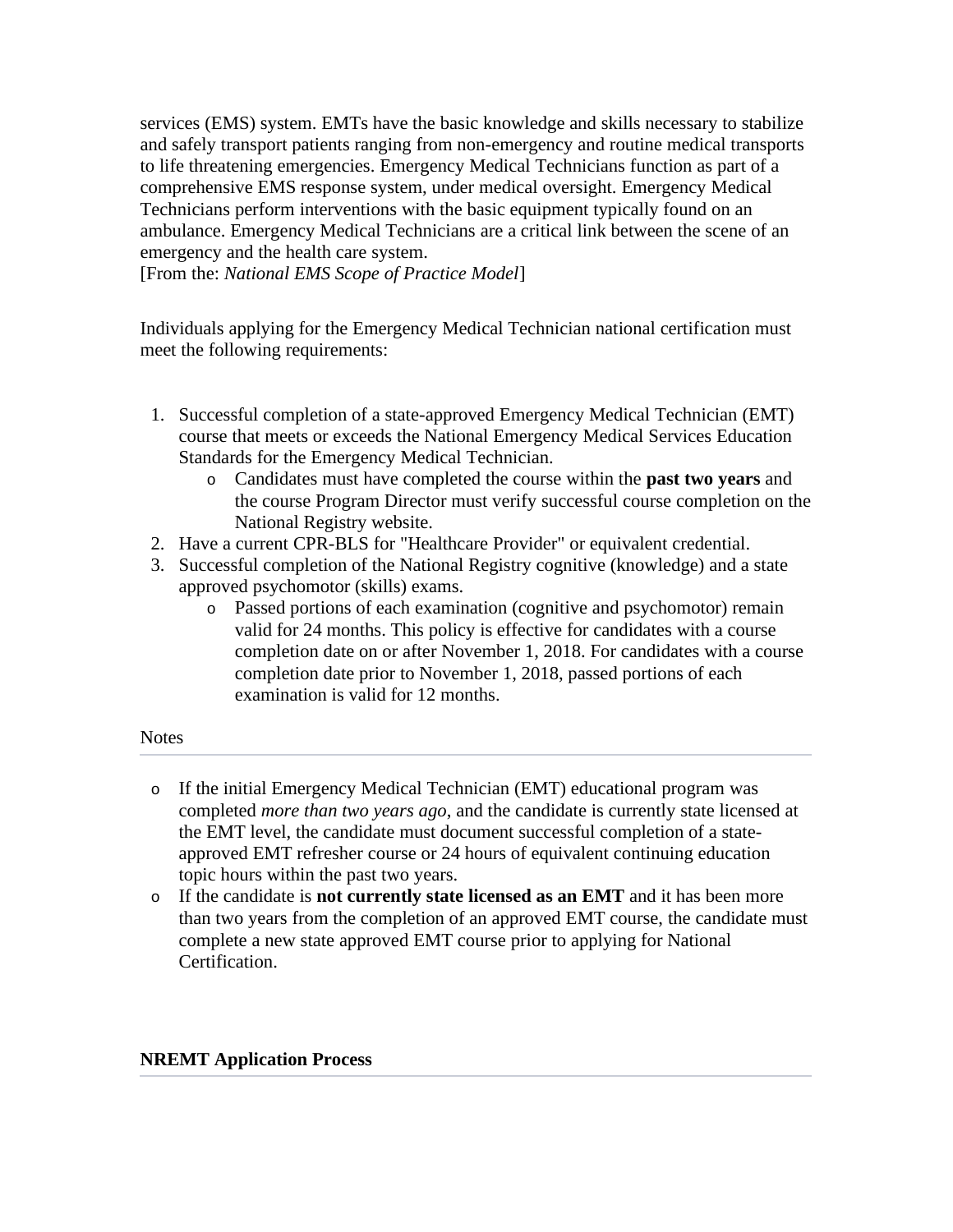services (EMS) system. EMTs have the basic knowledge and skills necessary to stabilize and safely transport patients ranging from non-emergency and routine medical transports to life threatening emergencies. Emergency Medical Technicians function as part of a comprehensive EMS response system, under medical oversight. Emergency Medical Technicians perform interventions with the basic equipment typically found on an ambulance. Emergency Medical Technicians are a critical link between the scene of an emergency and the health care system.
[From the: *National EMS Scope of Practice Model*]

Individuals applying for the Emergency Medical Technician national certification must meet the following requirements:

1. Successful completion of a state-approved Emergency Medical Technician (EMT) course that meets or exceeds the National Emergency Medical Services Education Standards for the Emergency Medical Technician.
   - Candidates must have completed the course within the **past two years** and the course Program Director must verify successful course completion on the National Registry website.
2. Have a current CPR-BLS for "Healthcare Provider" or equivalent credential.
3. Successful completion of the National Registry cognitive (knowledge) and a state approved psychomotor (skills) exams.
   - Passed portions of each examination (cognitive and psychomotor) remain valid for 24 months. This policy is effective for candidates with a course completion date on or after November 1, 2018. For candidates with a course completion date prior to November 1, 2018, passed portions of each examination is valid for 12 months.

Notes

- If the initial Emergency Medical Technician (EMT) educational program was completed *more than two years ago*, and the candidate is currently state licensed at the EMT level, the candidate must document successful completion of a state-approved EMT refresher course or 24 hours of equivalent continuing education topic hours within the past two years.
- If the candidate is **not currently state licensed as an EMT** and it has been more than two years from the completion of an approved EMT course, the candidate must complete a new state approved EMT course prior to applying for National Certification.

**NREMT Application Process**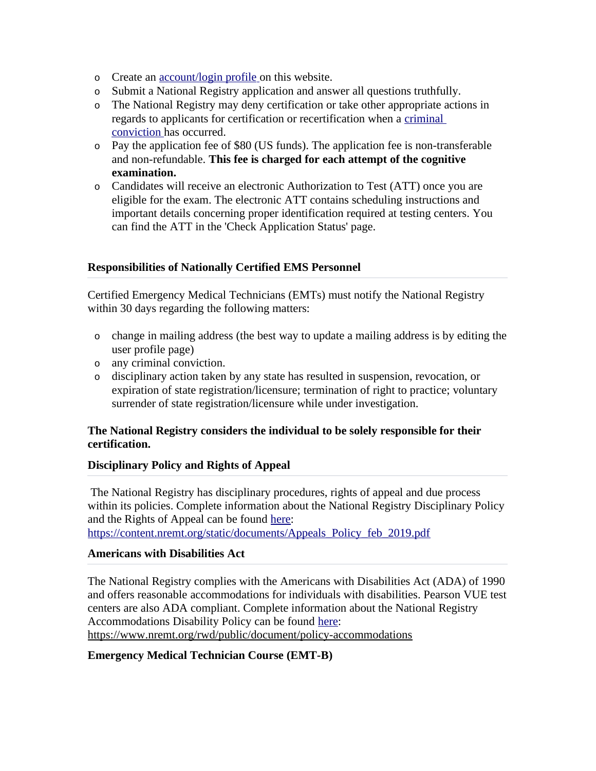- Create an account/login profile on this website.
- Submit a National Registry application and answer all questions truthfully.
- The National Registry may deny certification or take other appropriate actions in regards to applicants for certification or recertification when a criminal conviction has occurred.
- Pay the application fee of $80 (US funds). The application fee is non-transferable and non-refundable. **This fee is charged for each attempt of the cognitive examination.**
- Candidates will receive an electronic Authorization to Test (ATT) once you are eligible for the exam. The electronic ATT contains scheduling instructions and important details concerning proper identification required at testing centers. You can find the ATT in the 'Check Application Status' page.

**Responsibilities of Nationally Certified EMS Personnel**

Certified Emergency Medical Technicians (EMTs) must notify the National Registry within 30 days regarding the following matters:

- change in mailing address (the best way to update a mailing address is by editing the user profile page)
- any criminal conviction.
- disciplinary action taken by any state has resulted in suspension, revocation, or expiration of state registration/licensure; termination of right to practice; voluntary surrender of state registration/licensure while under investigation.

**The National Registry considers the individual to be solely responsible for their certification.**

**Disciplinary Policy and Rights of Appeal**

The National Registry has disciplinary procedures, rights of appeal and due process within its policies. Complete information about the National Registry Disciplinary Policy and the Rights of Appeal can be found here: https://content.nremt.org/static/documents/Appeals_Policy_feb_2019.pdf

**Americans with Disabilities Act**

The National Registry complies with the Americans with Disabilities Act (ADA) of 1990 and offers reasonable accommodations for individuals with disabilities. Pearson VUE test centers are also ADA compliant. Complete information about the National Registry Accommodations Disability Policy can be found here: https://www.nremt.org/rwd/public/document/policy-accommodations

**Emergency Medical Technician Course (EMT-B)**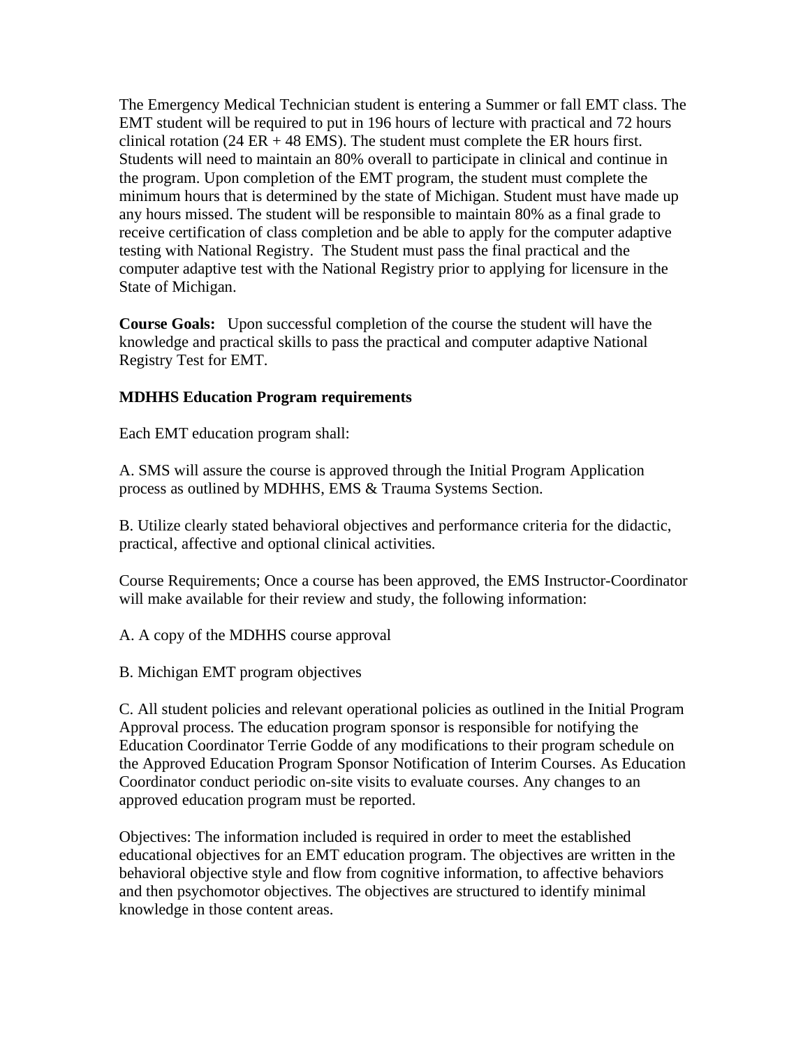The Emergency Medical Technician student is entering a Summer or fall EMT class. The EMT student will be required to put in 196 hours of lecture with practical and 72 hours clinical rotation (24 ER + 48 EMS). The student must complete the ER hours first. Students will need to maintain an 80% overall to participate in clinical and continue in the program. Upon completion of the EMT program, the student must complete the minimum hours that is determined by the state of Michigan. Student must have made up any hours missed. The student will be responsible to maintain 80% as a final grade to receive certification of class completion and be able to apply for the computer adaptive testing with National Registry. The Student must pass the final practical and the computer adaptive test with the National Registry prior to applying for licensure in the State of Michigan.

**Course Goals:** Upon successful completion of the course the student will have the knowledge and practical skills to pass the practical and computer adaptive National Registry Test for EMT.

**MDHHS Education Program requirements**

Each EMT education program shall:

A. SMS will assure the course is approved through the Initial Program Application process as outlined by MDHHS, EMS & Trauma Systems Section.

B. Utilize clearly stated behavioral objectives and performance criteria for the didactic, practical, affective and optional clinical activities.

Course Requirements; Once a course has been approved, the EMS Instructor-Coordinator will make available for their review and study, the following information:

A. A copy of the MDHHS course approval

B. Michigan EMT program objectives

C. All student policies and relevant operational policies as outlined in the Initial Program Approval process. The education program sponsor is responsible for notifying the Education Coordinator Terrie Godde of any modifications to their program schedule on the Approved Education Program Sponsor Notification of Interim Courses. As Education Coordinator conduct periodic on-site visits to evaluate courses. Any changes to an approved education program must be reported.

Objectives: The information included is required in order to meet the established educational objectives for an EMT education program. The objectives are written in the behavioral objective style and flow from cognitive information, to affective behaviors and then psychomotor objectives. The objectives are structured to identify minimal knowledge in those content areas.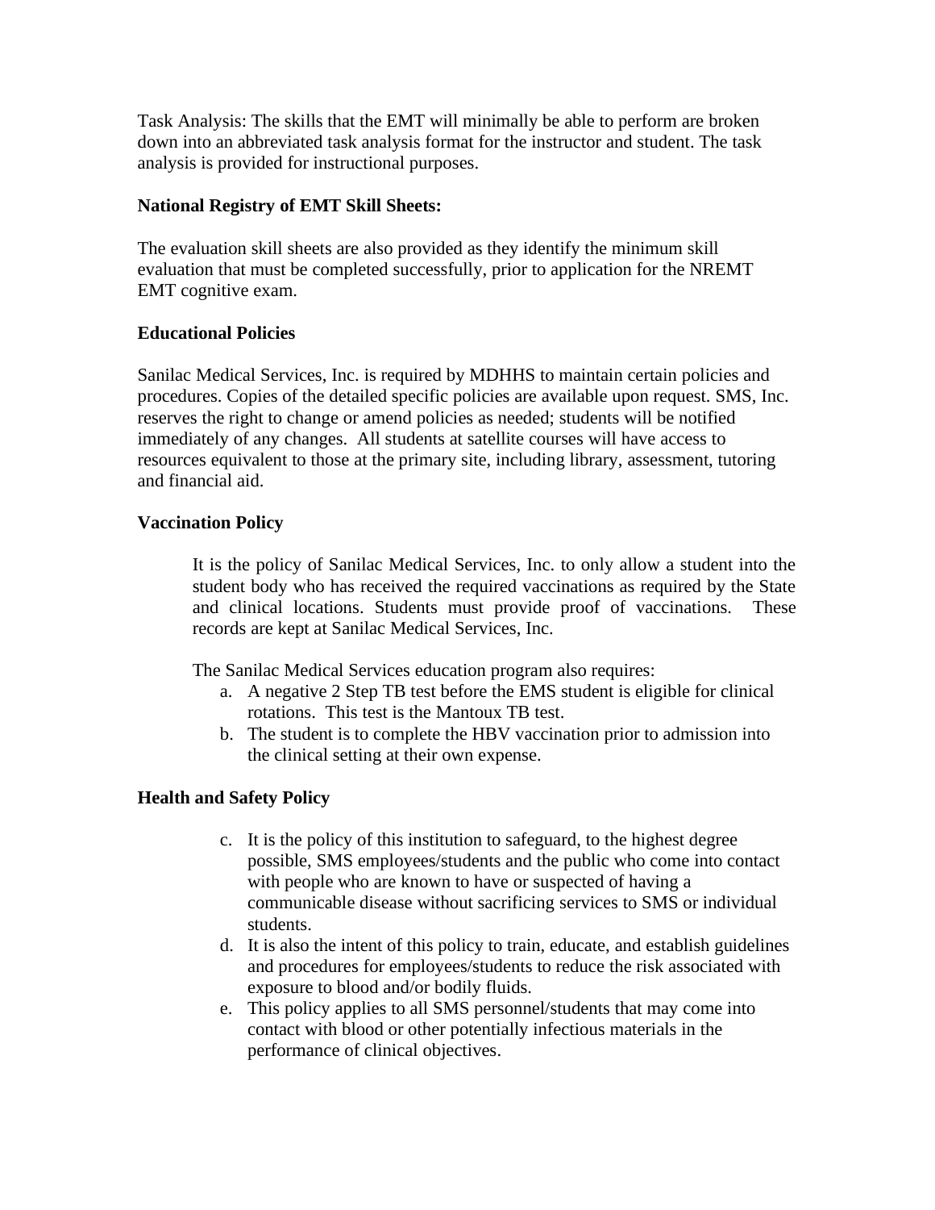Task Analysis: The skills that the EMT will minimally be able to perform are broken down into an abbreviated task analysis format for the instructor and student. The task analysis is provided for instructional purposes.

**National Registry of EMT Skill Sheets:**

The evaluation skill sheets are also provided as they identify the minimum skill evaluation that must be completed successfully, prior to application for the NREMT EMT cognitive exam.

**Educational Policies**

Sanilac Medical Services, Inc. is required by MDHHS to maintain certain policies and procedures. Copies of the detailed specific policies are available upon request. SMS, Inc. reserves the right to change or amend policies as needed; students will be notified immediately of any changes. All students at satellite courses will have access to resources equivalent to those at the primary site, including library, assessment, tutoring and financial aid.

**Vaccination Policy**

It is the policy of Sanilac Medical Services, Inc. to only allow a student into the student body who has received the required vaccinations as required by the State and clinical locations. Students must provide proof of vaccinations. These records are kept at Sanilac Medical Services, Inc.

The Sanilac Medical Services education program also requires:

a. A negative 2 Step TB test before the EMS student is eligible for clinical rotations. This test is the Mantoux TB test.
b. The student is to complete the HBV vaccination prior to admission into the clinical setting at their own expense.

**Health and Safety Policy**

c. It is the policy of this institution to safeguard, to the highest degree possible, SMS employees/students and the public who come into contact with people who are known to have or suspected of having a communicable disease without sacrificing services to SMS or individual students.
d. It is also the intent of this policy to train, educate, and establish guidelines and procedures for employees/students to reduce the risk associated with exposure to blood and/or bodily fluids.
e. This policy applies to all SMS personnel/students that may come into contact with blood or other potentially infectious materials in the performance of clinical objectives.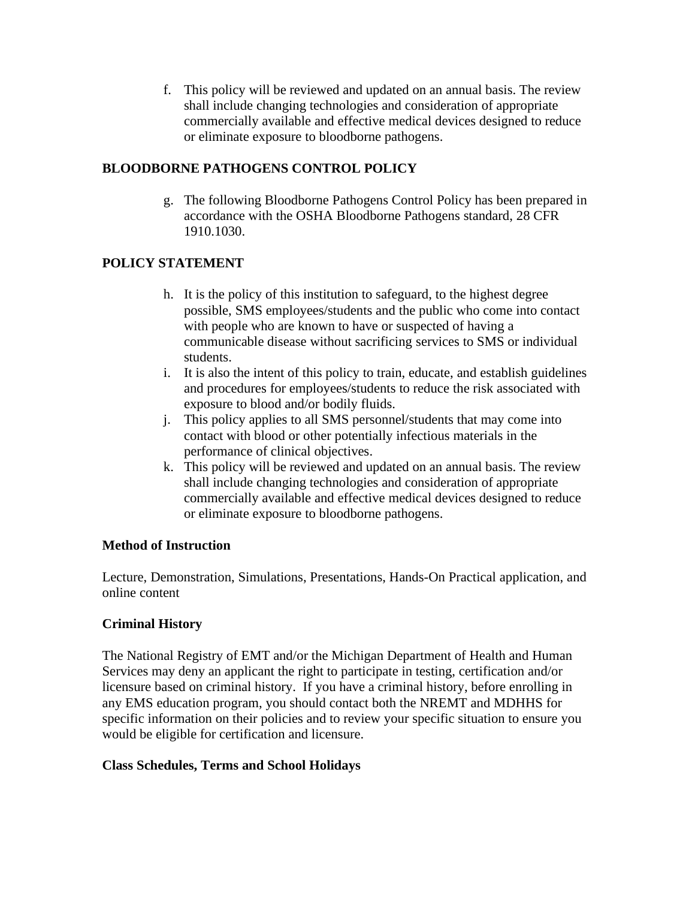f. This policy will be reviewed and updated on an annual basis. The review shall include changing technologies and consideration of appropriate commercially available and effective medical devices designed to reduce or eliminate exposure to bloodborne pathogens.

**BLOODBORNE PATHOGENS CONTROL POLICY**

g. The following Bloodborne Pathogens Control Policy has been prepared in accordance with the OSHA Bloodborne Pathogens standard, 28 CFR 1910.1030.

**POLICY STATEMENT**

h. It is the policy of this institution to safeguard, to the highest degree possible, SMS employees/students and the public who come into contact with people who are known to have or suspected of having a communicable disease without sacrificing services to SMS or individual students.
i. It is also the intent of this policy to train, educate, and establish guidelines and procedures for employees/students to reduce the risk associated with exposure to blood and/or bodily fluids.
j. This policy applies to all SMS personnel/students that may come into contact with blood or other potentially infectious materials in the performance of clinical objectives.
k. This policy will be reviewed and updated on an annual basis. The review shall include changing technologies and consideration of appropriate commercially available and effective medical devices designed to reduce or eliminate exposure to bloodborne pathogens.

**Method of Instruction**

Lecture, Demonstration, Simulations, Presentations, Hands-On Practical application, and online content

**Criminal History**

The National Registry of EMT and/or the Michigan Department of Health and Human Services may deny an applicant the right to participate in testing, certification and/or licensure based on criminal history. If you have a criminal history, before enrolling in any EMS education program, you should contact both the NREMT and MDHHS for specific information on their policies and to review your specific situation to ensure you would be eligible for certification and licensure.

**Class Schedules, Terms and School Holidays**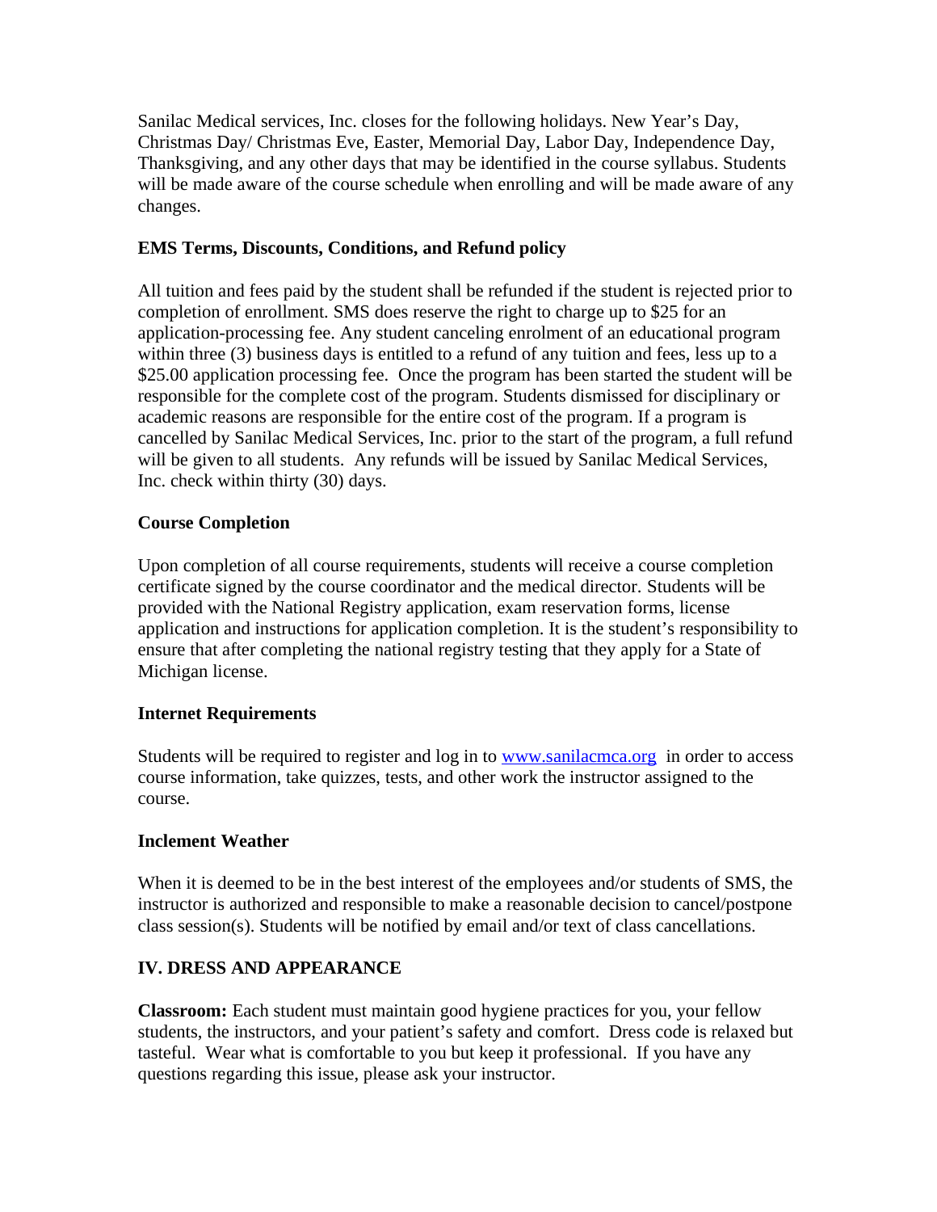Sanilac Medical services, Inc. closes for the following holidays. New Year's Day, Christmas Day/ Christmas Eve, Easter, Memorial Day, Labor Day, Independence Day, Thanksgiving, and any other days that may be identified in the course syllabus. Students will be made aware of the course schedule when enrolling and will be made aware of any changes.

### EMS Terms, Discounts, Conditions, and Refund policy

All tuition and fees paid by the student shall be refunded if the student is rejected prior to completion of enrollment. SMS does reserve the right to charge up to $25 for an application-processing fee. Any student canceling enrolment of an educational program within three (3) business days is entitled to a refund of any tuition and fees, less up to a $25.00 application processing fee. Once the program has been started the student will be responsible for the complete cost of the program. Students dismissed for disciplinary or academic reasons are responsible for the entire cost of the program. If a program is cancelled by Sanilac Medical Services, Inc. prior to the start of the program, a full refund will be given to all students. Any refunds will be issued by Sanilac Medical Services, Inc. check within thirty (30) days.

### Course Completion

Upon completion of all course requirements, students will receive a course completion certificate signed by the course coordinator and the medical director. Students will be provided with the National Registry application, exam reservation forms, license application and instructions for application completion. It is the student's responsibility to ensure that after completing the national registry testing that they apply for a State of Michigan license.

### Internet Requirements

Students will be required to register and log in to [www.sanilacmca.org](www.sanilacmca.org) in order to access course information, take quizzes, tests, and other work the instructor assigned to the course.

### Inclement Weather

When it is deemed to be in the best interest of the employees and/or students of SMS, the instructor is authorized and responsible to make a reasonable decision to cancel/postpone class session(s). Students will be notified by email and/or text of class cancellations.

## IV. DRESS AND APPEARANCE

**Classroom:** Each student must maintain good hygiene practices for you, your fellow students, the instructors, and your patient's safety and comfort. Dress code is relaxed but tasteful. Wear what is comfortable to you but keep it professional. If you have any questions regarding this issue, please ask your instructor.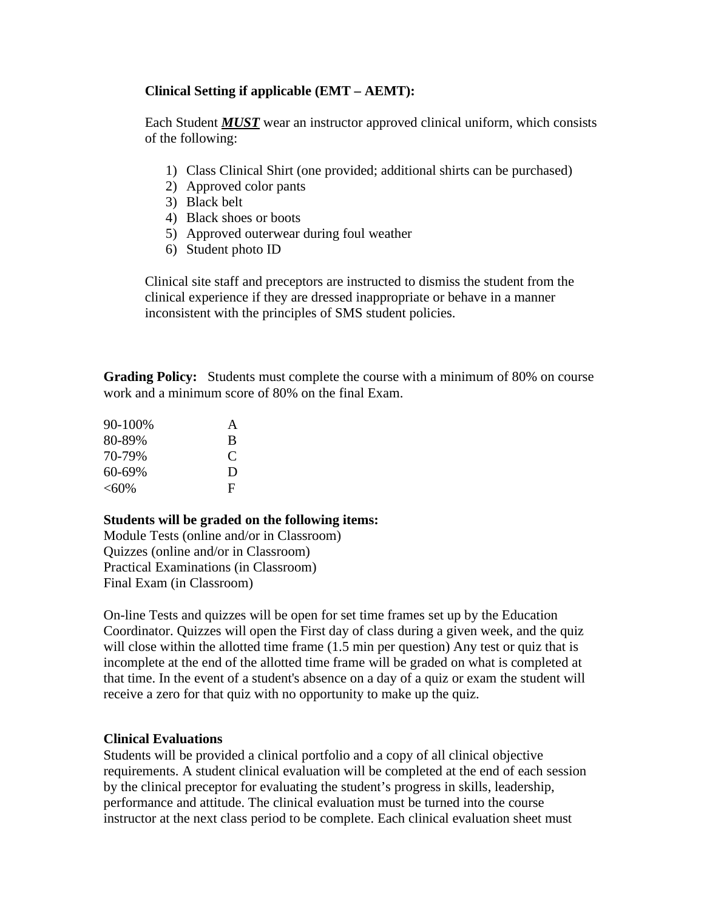**Clinical Setting if applicable (EMT – AEMT):**

Each Student ***MUST*** wear an instructor approved clinical uniform, which consists of the following:

1) Class Clinical Shirt (one provided; additional shirts can be purchased)
2) Approved color pants
3) Black belt
4) Black shoes or boots
5) Approved outerwear during foul weather
6) Student photo ID

Clinical site staff and preceptors are instructed to dismiss the student from the clinical experience if they are dressed inappropriate or behave in a manner inconsistent with the principles of SMS student policies.

**Grading Policy:** Students must complete the course with a minimum of 80% on course work and a minimum score of 80% on the final Exam.

| | |
|---|---|
| 90-100% | A |
| 80-89% | B |
| 70-79% | C |
| 60-69% | D |
| <60% | F |

**Students will be graded on the following items:**
Module Tests (online and/or in Classroom)
Quizzes (online and/or in Classroom)
Practical Examinations (in Classroom)
Final Exam (in Classroom)

On-line Tests and quizzes will be open for set time frames set up by the Education Coordinator. Quizzes will open the First day of class during a given week, and the quiz will close within the allotted time frame (1.5 min per question) Any test or quiz that is incomplete at the end of the allotted time frame will be graded on what is completed at that time. In the event of a student's absence on a day of a quiz or exam the student will receive a zero for that quiz with no opportunity to make up the quiz.

**Clinical Evaluations**
Students will be provided a clinical portfolio and a copy of all clinical objective requirements. A student clinical evaluation will be completed at the end of each session by the clinical preceptor for evaluating the student's progress in skills, leadership, performance and attitude. The clinical evaluation must be turned into the course instructor at the next class period to be complete. Each clinical evaluation sheet must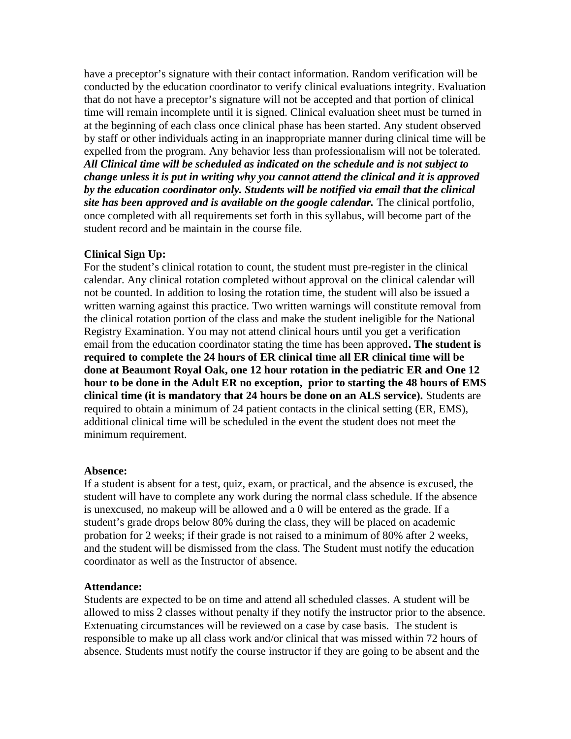have a preceptor's signature with their contact information. Random verification will be conducted by the education coordinator to verify clinical evaluations integrity. Evaluation that do not have a preceptor's signature will not be accepted and that portion of clinical time will remain incomplete until it is signed. Clinical evaluation sheet must be turned in at the beginning of each class once clinical phase has been started. Any student observed by staff or other individuals acting in an inappropriate manner during clinical time will be expelled from the program. Any behavior less than professionalism will not be tolerated. ***All Clinical time will be scheduled as indicated on the schedule and is not subject to change unless it is put in writing why you cannot attend the clinical and it is approved by the education coordinator only. Students will be notified via email that the clinical site has been approved and is available on the google calendar.*** The clinical portfolio, once completed with all requirements set forth in this syllabus, will become part of the student record and be maintain in the course file.

**Clinical Sign Up:**

For the student's clinical rotation to count, the student must pre-register in the clinical calendar. Any clinical rotation completed without approval on the clinical calendar will not be counted. In addition to losing the rotation time, the student will also be issued a written warning against this practice. Two written warnings will constitute removal from the clinical rotation portion of the class and make the student ineligible for the National Registry Examination. You may not attend clinical hours until you get a verification email from the education coordinator stating the time has been approved**. The student is required to complete the 24 hours of ER clinical time all ER clinical time will be done at Beaumont Royal Oak, one 12 hour rotation in the pediatric ER and One 12 hour to be done in the Adult ER no exception, prior to starting the 48 hours of EMS clinical time (it is mandatory that 24 hours be done on an ALS service).** Students are required to obtain a minimum of 24 patient contacts in the clinical setting (ER, EMS), additional clinical time will be scheduled in the event the student does not meet the minimum requirement.

**Absence:**

If a student is absent for a test, quiz, exam, or practical, and the absence is excused, the student will have to complete any work during the normal class schedule. If the absence is unexcused, no makeup will be allowed and a 0 will be entered as the grade. If a student's grade drops below 80% during the class, they will be placed on academic probation for 2 weeks; if their grade is not raised to a minimum of 80% after 2 weeks, and the student will be dismissed from the class. The Student must notify the education coordinator as well as the Instructor of absence.

**Attendance:**

Students are expected to be on time and attend all scheduled classes. A student will be allowed to miss 2 classes without penalty if they notify the instructor prior to the absence. Extenuating circumstances will be reviewed on a case by case basis. The student is responsible to make up all class work and/or clinical that was missed within 72 hours of absence. Students must notify the course instructor if they are going to be absent and the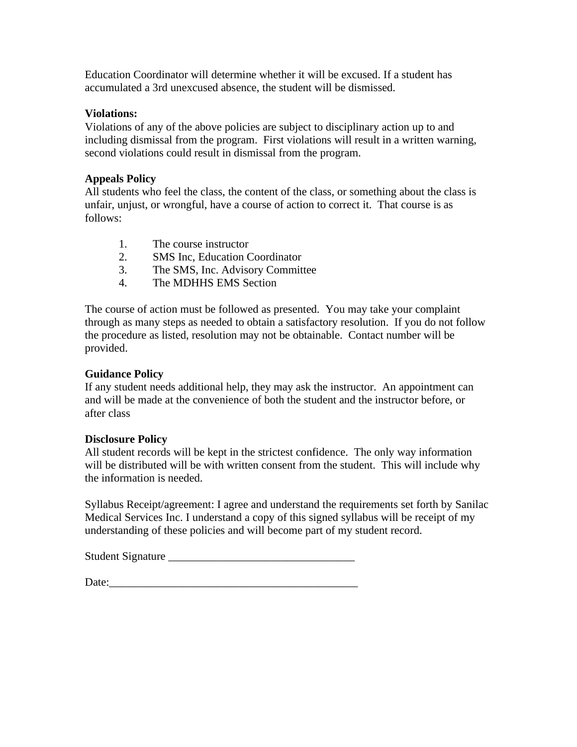Education Coordinator will determine whether it will be excused. If a student has accumulated a 3rd unexcused absence, the student will be dismissed.

**Violations:**

Violations of any of the above policies are subject to disciplinary action up to and including dismissal from the program. First violations will result in a written warning, second violations could result in dismissal from the program.

**Appeals Policy**

All students who feel the class, the content of the class, or something about the class is unfair, unjust, or wrongful, have a course of action to correct it. That course is as follows:

1. The course instructor
2. SMS Inc, Education Coordinator
3. The SMS, Inc. Advisory Committee
4. The MDHHS EMS Section

The course of action must be followed as presented. You may take your complaint through as many steps as needed to obtain a satisfactory resolution. If you do not follow the procedure as listed, resolution may not be obtainable. Contact number will be provided.

**Guidance Policy**

If any student needs additional help, they may ask the instructor. An appointment can and will be made at the convenience of both the student and the instructor before, or after class

**Disclosure Policy**

All student records will be kept in the strictest confidence. The only way information will be distributed will be with written consent from the student. This will include why the information is needed.

Syllabus Receipt/agreement: I agree and understand the requirements set forth by Sanilac Medical Services Inc. I understand a copy of this signed syllabus will be receipt of my understanding of these policies and will become part of my student record.

Student Signature _________________________________

Date:_____________________________________________